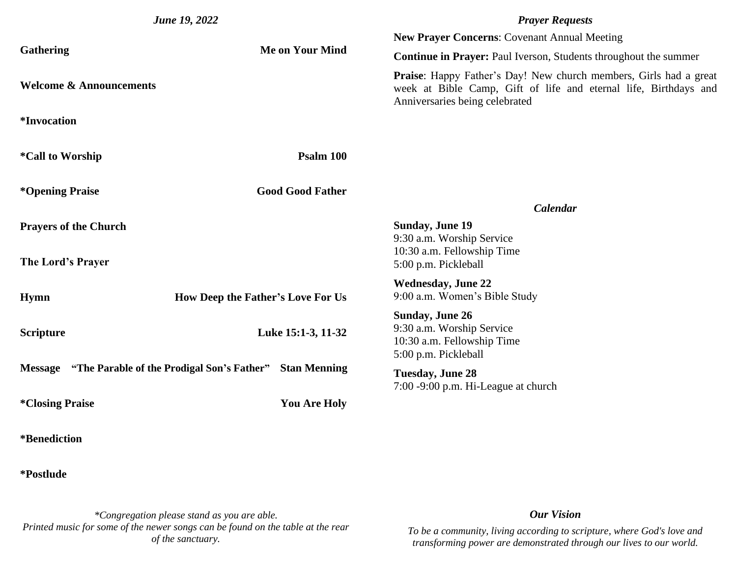*June 19, 2022*

**Gathering** — **Me on Your Mind**

**Welcome & Announcements**

***Invocation**

***Call to Worship** — **Psalm 100**

***Opening Praise** — **Good Good Father**

**Prayers of the Church**

**The Lord's Prayer**

**Hymn** — **How Deep the Father's Love For Us**

**Scripture** — **Luke 15:1-3, 11-32**

**Message** — **"The Parable of the Prodigal Son's Father"** — **Stan Menning**

***Closing Praise** — **You Are Holy**

***Benediction**

***Postlude**

*\*Congregation please stand as you are able.*
*Printed music for some of the newer songs can be found on the table at the rear of the sanctuary.*

## *Prayer Requests*

**New Prayer Concerns**: Covenant Annual Meeting

**Continue in Prayer:** Paul Iverson, Students throughout the summer

**Praise**: Happy Father's Day! New church members, Girls had a great week at Bible Camp, Gift of life and eternal life, Birthdays and Anniversaries being celebrated

## *Calendar*

**Sunday, June 19**
9:30 a.m. Worship Service
10:30 a.m. Fellowship Time
5:00 p.m. Pickleball

**Wednesday, June 22**
9:00 a.m. Women's Bible Study

**Sunday, June 26**
9:30 a.m. Worship Service
10:30 a.m. Fellowship Time
5:00 p.m. Pickleball

**Tuesday, June 28**
7:00 -9:00 p.m. Hi-League at church

## *Our Vision*

*To be a community, living according to scripture, where God's love and transforming power are demonstrated through our lives to our world.*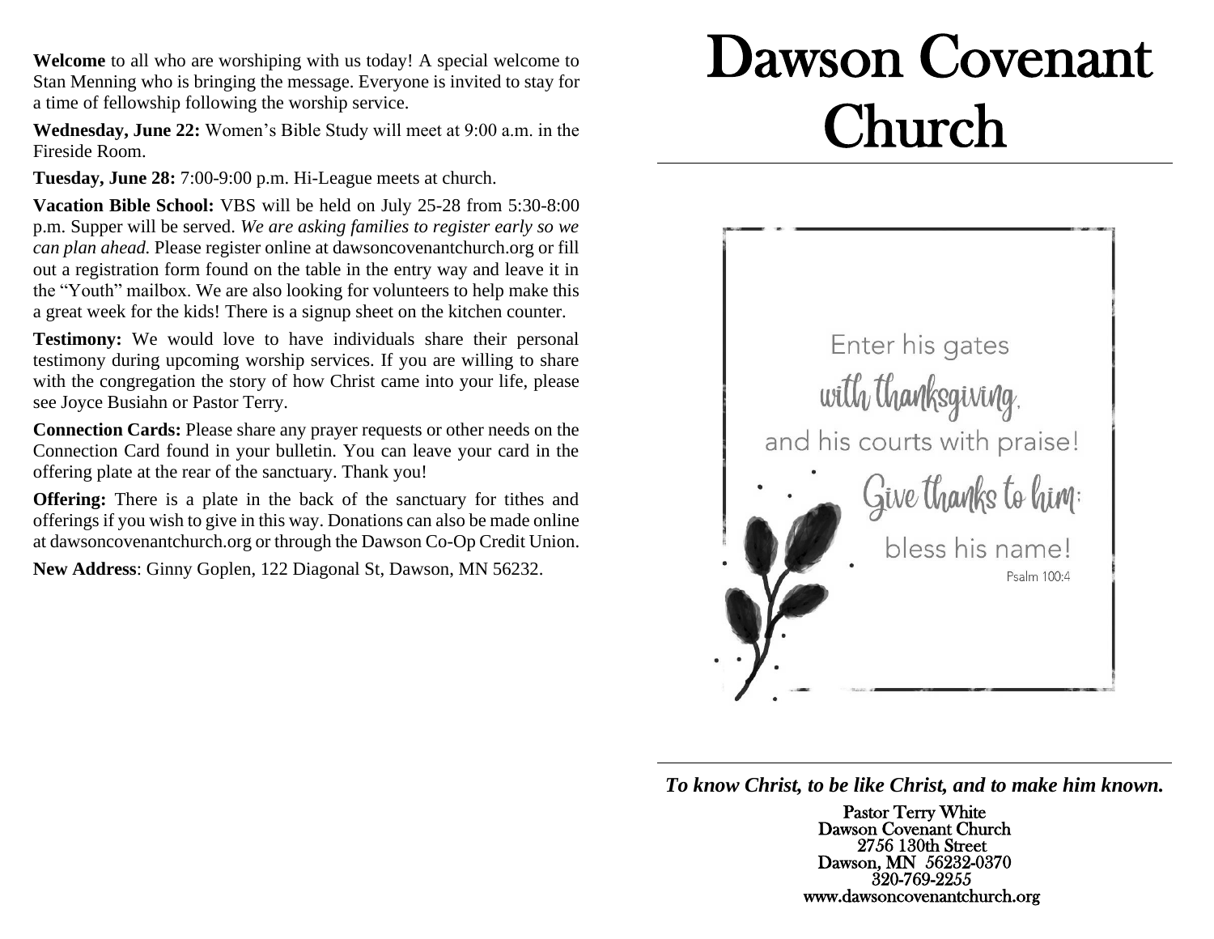**Welcome** to all who are worshiping with us today! A special welcome to Stan Menning who is bringing the message. Everyone is invited to stay for a time of fellowship following the worship service.

**Wednesday, June 22:** Women's Bible Study will meet at 9:00 a.m. in the Fireside Room.

**Tuesday, June 28:** 7:00-9:00 p.m. Hi-League meets at church.

**Vacation Bible School:** VBS will be held on July 25-28 from 5:30-8:00 p.m. Supper will be served. *We are asking families to register early so we can plan ahead.* Please register online at dawsoncovenantchurch.org or fill out a registration form found on the table in the entry way and leave it in the "Youth" mailbox. We are also looking for volunteers to help make this a great week for the kids! There is a signup sheet on the kitchen counter.

**Testimony:** We would love to have individuals share their personal testimony during upcoming worship services. If you are willing to share with the congregation the story of how Christ came into your life, please see Joyce Busiahn or Pastor Terry.

**Connection Cards:** Please share any prayer requests or other needs on the Connection Card found in your bulletin. You can leave your card in the offering plate at the rear of the sanctuary. Thank you!

**Offering:** There is a plate in the back of the sanctuary for tithes and offerings if you wish to give in this way. Donations can also be made online at dawsoncovenantchurch.org or through the Dawson Co-Op Credit Union.

**New Address**: Ginny Goplen, 122 Diagonal St, Dawson, MN 56232.

# Dawson Covenant Church

Enter his gates with thanksgiving, and his courts with praise! Give thanks to him; bless his name!
Psalm 100:4

***To know Christ, to be like Christ, and to make him known.***

Pastor Terry White
Dawson Covenant Church
2756 130th Street
Dawson, MN 56232-0370
320-769-2255
www.dawsoncovenantchurch.org